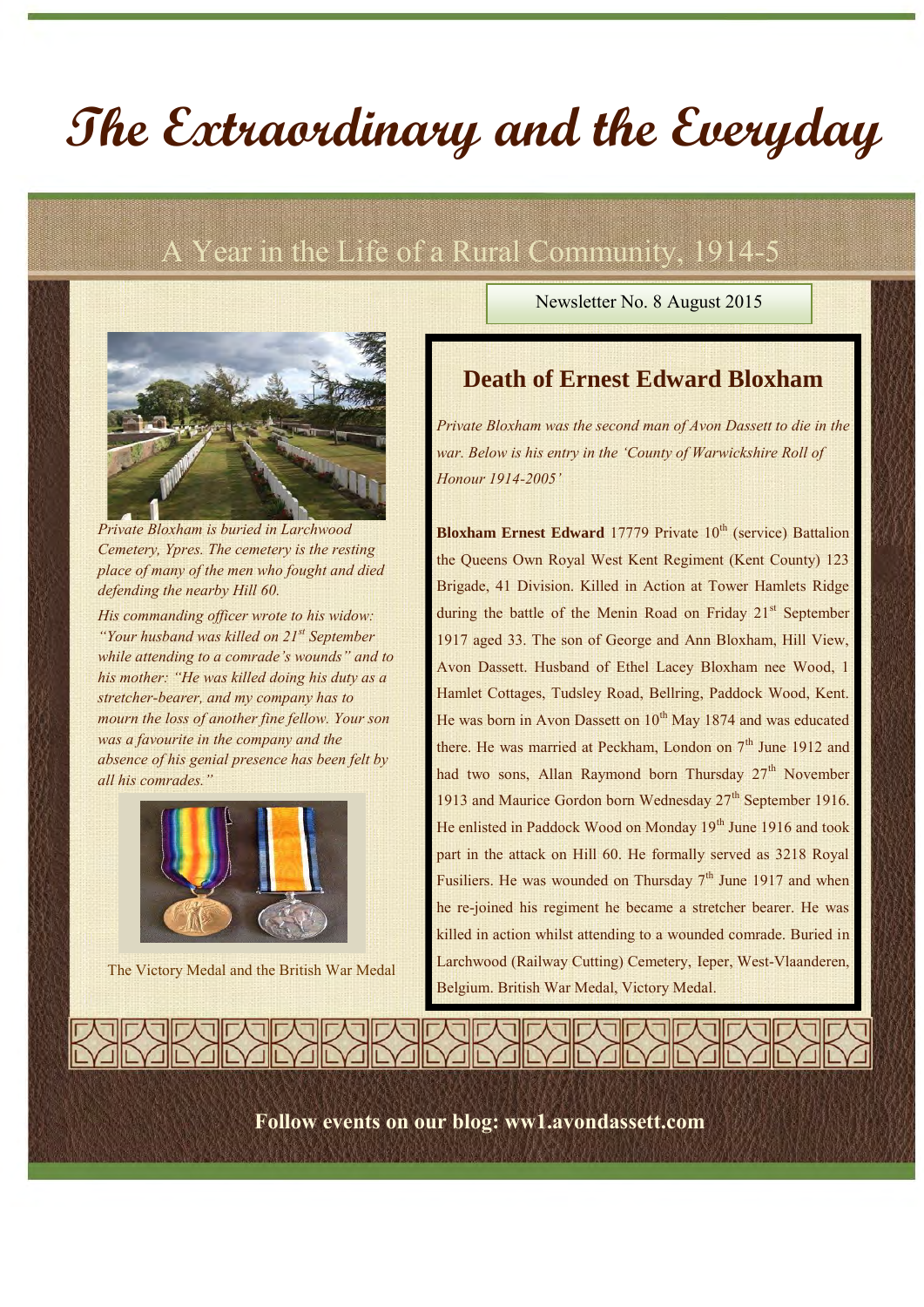# The Extraordinary and the Everyday

## A Year in the Life of a Rural Community, 1914-5

Newsletter No. 8 August 2015

*Private Bloxham is buried in Larchwood Cemetery, Ypres. The cemetery is the resting place of many of the men who fought and died defending the nearby Hill 60.*

*His commanding officer wrote to his widow: "Your husband was killed on 21st September while attending to a comrade's wounds" and to his mother: "He was killed doing his duty as a stretcher-bearer, and my company has to mourn the loss of another fine fellow. Your son was a favourite in the company and the absence of his genial presence has been felt by all his comrades."*

The Victory Medal and the British War Medal

## Death of Ernest Edward Bloxham

*Private Bloxham was the second man of Avon Dassett to die in the war. Below is his entry in the 'County of Warwickshire Roll of Honour 1914-2005'*

**Bloxham Ernest Edward** 17779 Private 10th (service) Battalion the Queens Own Royal West Kent Regiment (Kent County) 123 Brigade, 41 Division. Killed in Action at Tower Hamlets Ridge during the battle of the Menin Road on Friday 21st September 1917 aged 33. The son of George and Ann Bloxham, Hill View, Avon Dassett. Husband of Ethel Lacey Bloxham nee Wood, 1 Hamlet Cottages, Tudsley Road, Bellring, Paddock Wood, Kent. He was born in Avon Dassett on 10th May 1874 and was educated there. He was married at Peckham, London on 7th June 1912 and had two sons, Allan Raymond born Thursday 27th November 1913 and Maurice Gordon born Wednesday 27th September 1916. He enlisted in Paddock Wood on Monday 19th June 1916 and took part in the attack on Hill 60. He formally served as 3218 Royal Fusiliers. He was wounded on Thursday 7th June 1917 and when he re-joined his regiment he became a stretcher bearer. He was killed in action whilst attending to a wounded comrade. Buried in Larchwood (Railway Cutting) Cemetery, Ieper, West-Vlaanderen, Belgium. British War Medal, Victory Medal.

**Follow events on our blog: ww1.avondassett.com**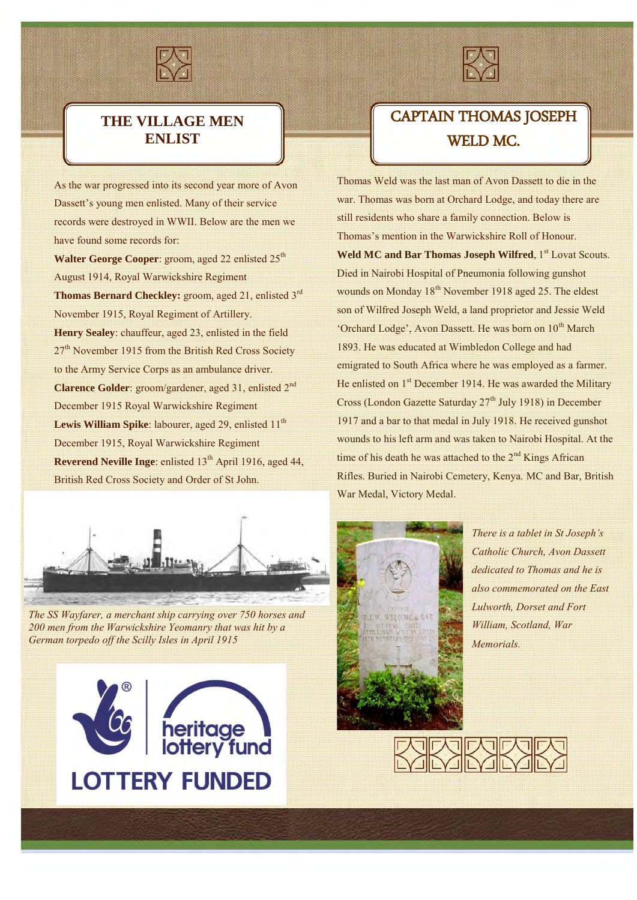## THE VILLAGE MEN ENLIST

As the war progressed into its second year more of Avon Dassett's young men enlisted. Many of their service records were destroyed in WWII. Below are the men we have found some records for:

**Walter George Cooper**: groom, aged 22 enlisted 25th August 1914, Royal Warwickshire Regiment

**Thomas Bernard Checkley:** groom, aged 21, enlisted 3rd November 1915, Royal Regiment of Artillery.

**Henry Sealey**: chauffeur, aged 23, enlisted in the field 27th November 1915 from the British Red Cross Society to the Army Service Corps as an ambulance driver.

**Clarence Golder**: groom/gardener, aged 31, enlisted 2nd December 1915 Royal Warwickshire Regiment

**Lewis William Spike**: labourer, aged 29, enlisted 11th December 1915, Royal Warwickshire Regiment

**Reverend Neville Inge**: enlisted 13th April 1916, aged 44, British Red Cross Society and Order of St John.

*The SS Wayfarer, a merchant ship carrying over 750 horses and 200 men from the Warwickshire Yeomanry that was hit by a German torpedo off the Scilly Isles in April 1915*

heritage lottery fund

LOTTERY FUNDED

## CAPTAIN THOMAS JOSEPH WELD MC.

Thomas Weld was the last man of Avon Dassett to die in the war. Thomas was born at Orchard Lodge, and today there are still residents who share a family connection. Below is Thomas's mention in the Warwickshire Roll of Honour.

**Weld MC and Bar Thomas Joseph Wilfred**, 1st Lovat Scouts. Died in Nairobi Hospital of Pneumonia following gunshot wounds on Monday 18th November 1918 aged 25. The eldest son of Wilfred Joseph Weld, a land proprietor and Jessie Weld 'Orchard Lodge', Avon Dassett. He was born on 10th March 1893. He was educated at Wimbledon College and had emigrated to South Africa where he was employed as a farmer. He enlisted on 1st December 1914. He was awarded the Military Cross (London Gazette Saturday 27th July 1918) in December 1917 and a bar to that medal in July 1918. He received gunshot wounds to his left arm and was taken to Nairobi Hospital. At the time of his death he was attached to the 2nd Kings African Rifles. Buried in Nairobi Cemetery, Kenya. MC and Bar, British War Medal, Victory Medal.

*There is a tablet in St Joseph's Catholic Church, Avon Dassett dedicated to Thomas and he is also commemorated on the East Lulworth, Dorset and Fort William, Scotland, War Memorials.*